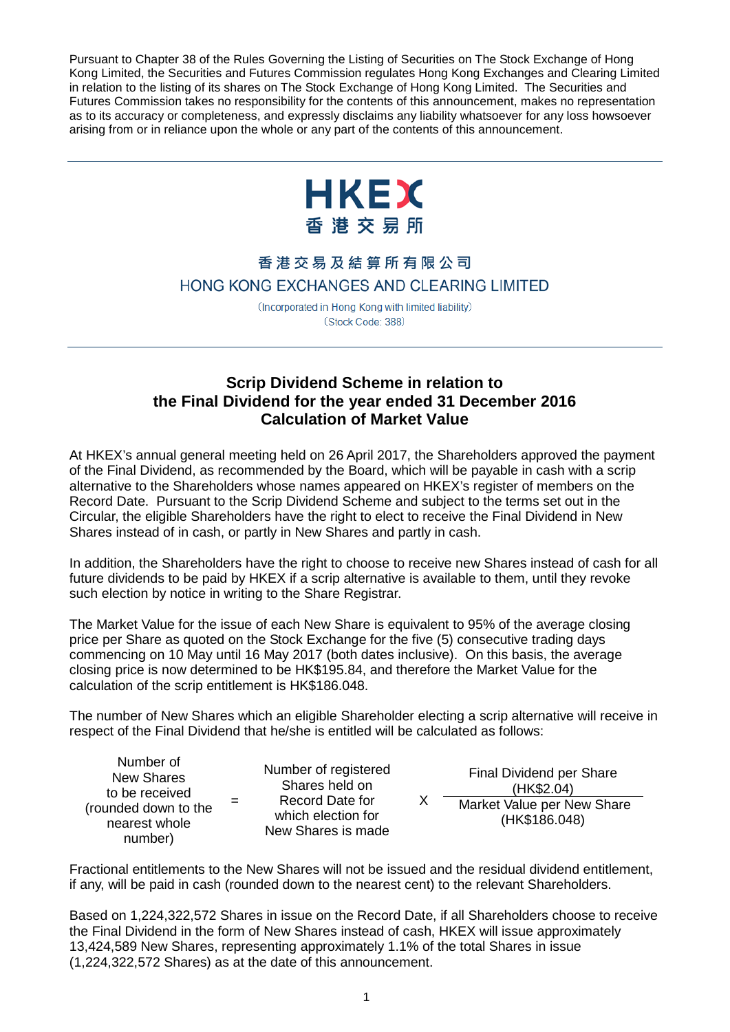Pursuant to Chapter 38 of the Rules Governing the Listing of Securities on The Stock Exchange of Hong Kong Limited, the Securities and Futures Commission regulates Hong Kong Exchanges and Clearing Limited in relation to the listing of its shares on The Stock Exchange of Hong Kong Limited. The Securities and Futures Commission takes no responsibility for the contents of this announcement, makes no representation as to its accuracy or completeness, and expressly disclaims any liability whatsoever for any loss howsoever arising from or in reliance upon the whole or any part of the contents of this announcement.

HKEX
香港交易所

香港交易及結算所有限公司
HONG KONG EXCHANGES AND CLEARING LIMITED

(Incorporated in Hong Kong with limited liability)
(Stock Code: 388)

# Scrip Dividend Scheme in relation to the Final Dividend for the year ended 31 December 2016 Calculation of Market Value

At HKEX's annual general meeting held on 26 April 2017, the Shareholders approved the payment of the Final Dividend, as recommended by the Board, which will be payable in cash with a scrip alternative to the Shareholders whose names appeared on HKEX's register of members on the Record Date. Pursuant to the Scrip Dividend Scheme and subject to the terms set out in the Circular, the eligible Shareholders have the right to elect to receive the Final Dividend in New Shares instead of in cash, or partly in New Shares and partly in cash.

In addition, the Shareholders have the right to choose to receive new Shares instead of cash for all future dividends to be paid by HKEX if a scrip alternative is available to them, until they revoke such election by notice in writing to the Share Registrar.

The Market Value for the issue of each New Share is equivalent to 95% of the average closing price per Share as quoted on the Stock Exchange for the five (5) consecutive trading days commencing on 10 May until 16 May 2017 (both dates inclusive). On this basis, the average closing price is now determined to be HK$195.84, and therefore the Market Value for the calculation of the scrip entitlement is HK$186.048.

The number of New Shares which an eligible Shareholder electing a scrip alternative will receive in respect of the Final Dividend that he/she is entitled will be calculated as follows:

$$\text{Number of New Shares to be received (rounded down to the nearest whole number)} = \text{Number of registered Shares held on Record Date for which election for New Shares is made} \times \frac{\text{Final Dividend per Share (HK\$2.04)}}{\text{Market Value per New Share (HK\$186.048)}}$$

Fractional entitlements to the New Shares will not be issued and the residual dividend entitlement, if any, will be paid in cash (rounded down to the nearest cent) to the relevant Shareholders.

Based on 1,224,322,572 Shares in issue on the Record Date, if all Shareholders choose to receive the Final Dividend in the form of New Shares instead of cash, HKEX will issue approximately 13,424,589 New Shares, representing approximately 1.1% of the total Shares in issue (1,224,322,572 Shares) as at the date of this announcement.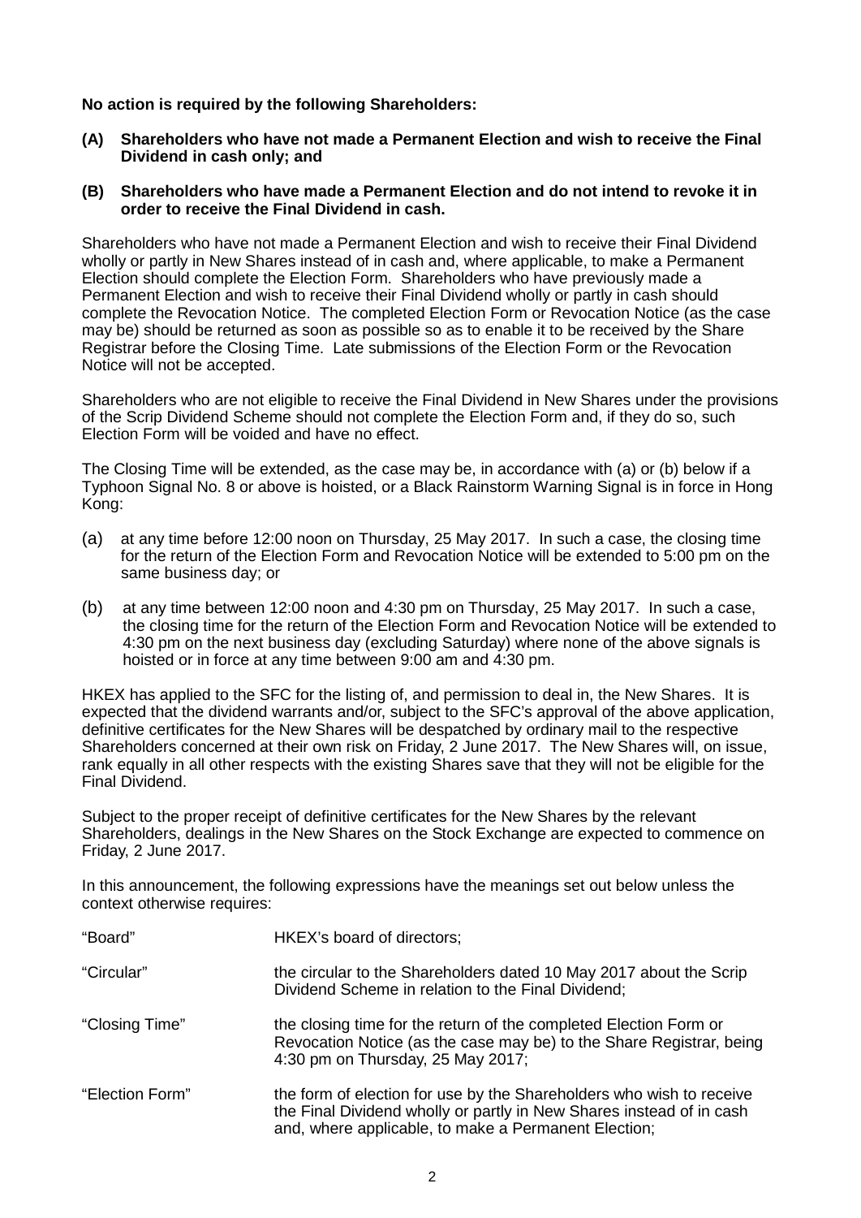**No action is required by the following Shareholders:**

**(A) Shareholders who have not made a Permanent Election and wish to receive the Final Dividend in cash only; and**

**(B) Shareholders who have made a Permanent Election and do not intend to revoke it in order to receive the Final Dividend in cash.**

Shareholders who have not made a Permanent Election and wish to receive their Final Dividend wholly or partly in New Shares instead of in cash and, where applicable, to make a Permanent Election should complete the Election Form. Shareholders who have previously made a Permanent Election and wish to receive their Final Dividend wholly or partly in cash should complete the Revocation Notice. The completed Election Form or Revocation Notice (as the case may be) should be returned as soon as possible so as to enable it to be received by the Share Registrar before the Closing Time. Late submissions of the Election Form or the Revocation Notice will not be accepted.

Shareholders who are not eligible to receive the Final Dividend in New Shares under the provisions of the Scrip Dividend Scheme should not complete the Election Form and, if they do so, such Election Form will be voided and have no effect.

The Closing Time will be extended, as the case may be, in accordance with (a) or (b) below if a Typhoon Signal No. 8 or above is hoisted, or a Black Rainstorm Warning Signal is in force in Hong Kong:

(a) at any time before 12:00 noon on Thursday, 25 May 2017. In such a case, the closing time for the return of the Election Form and Revocation Notice will be extended to 5:00 pm on the same business day; or

(b) at any time between 12:00 noon and 4:30 pm on Thursday, 25 May 2017. In such a case, the closing time for the return of the Election Form and Revocation Notice will be extended to 4:30 pm on the next business day (excluding Saturday) where none of the above signals is hoisted or in force at any time between 9:00 am and 4:30 pm.

HKEX has applied to the SFC for the listing of, and permission to deal in, the New Shares. It is expected that the dividend warrants and/or, subject to the SFC's approval of the above application, definitive certificates for the New Shares will be despatched by ordinary mail to the respective Shareholders concerned at their own risk on Friday, 2 June 2017. The New Shares will, on issue, rank equally in all other respects with the existing Shares save that they will not be eligible for the Final Dividend.

Subject to the proper receipt of definitive certificates for the New Shares by the relevant Shareholders, dealings in the New Shares on the Stock Exchange are expected to commence on Friday, 2 June 2017.

In this announcement, the following expressions have the meanings set out below unless the context otherwise requires:

| | |
|---|---|
| "Board" | HKEX's board of directors; |
| "Circular" | the circular to the Shareholders dated 10 May 2017 about the Scrip Dividend Scheme in relation to the Final Dividend; |
| "Closing Time" | the closing time for the return of the completed Election Form or Revocation Notice (as the case may be) to the Share Registrar, being 4:30 pm on Thursday, 25 May 2017; |
| "Election Form" | the form of election for use by the Shareholders who wish to receive the Final Dividend wholly or partly in New Shares instead of in cash and, where applicable, to make a Permanent Election; |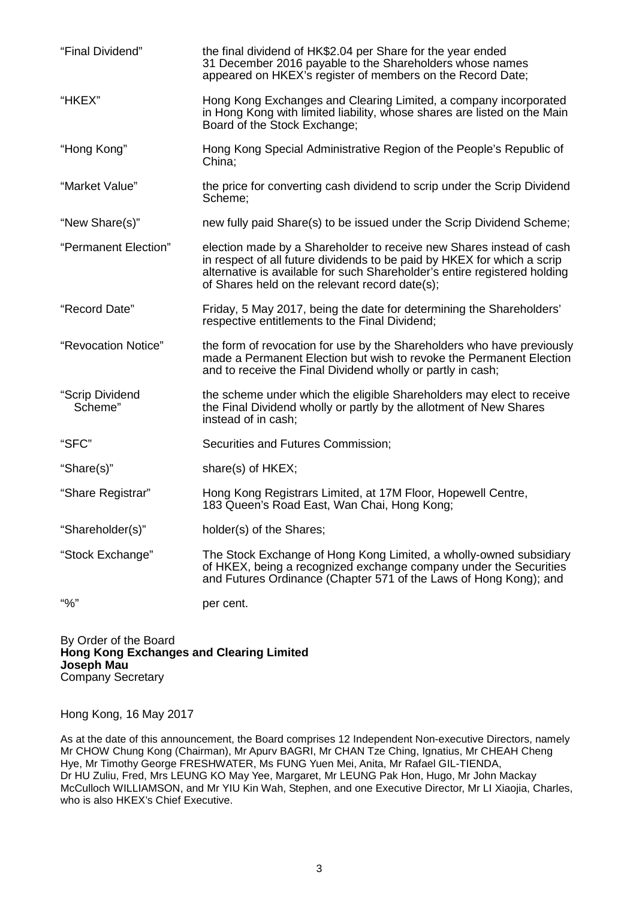| | |
|---|---|
| "Final Dividend" | the final dividend of HK$2.04 per Share for the year ended 31 December 2016 payable to the Shareholders whose names appeared on HKEX's register of members on the Record Date; |
| "HKEX" | Hong Kong Exchanges and Clearing Limited, a company incorporated in Hong Kong with limited liability, whose shares are listed on the Main Board of the Stock Exchange; |
| "Hong Kong" | Hong Kong Special Administrative Region of the People's Republic of China; |
| "Market Value" | the price for converting cash dividend to scrip under the Scrip Dividend Scheme; |
| "New Share(s)" | new fully paid Share(s) to be issued under the Scrip Dividend Scheme; |
| "Permanent Election" | election made by a Shareholder to receive new Shares instead of cash in respect of all future dividends to be paid by HKEX for which a scrip alternative is available for such Shareholder's entire registered holding of Shares held on the relevant record date(s); |
| "Record Date" | Friday, 5 May 2017, being the date for determining the Shareholders' respective entitlements to the Final Dividend; |
| "Revocation Notice" | the form of revocation for use by the Shareholders who have previously made a Permanent Election but wish to revoke the Permanent Election and to receive the Final Dividend wholly or partly in cash; |
| "Scrip Dividend Scheme" | the scheme under which the eligible Shareholders may elect to receive the Final Dividend wholly or partly by the allotment of New Shares instead of in cash; |
| "SFC" | Securities and Futures Commission; |
| "Share(s)" | share(s) of HKEX; |
| "Share Registrar" | Hong Kong Registrars Limited, at 17M Floor, Hopewell Centre, 183 Queen's Road East, Wan Chai, Hong Kong; |
| "Shareholder(s)" | holder(s) of the Shares; |
| "Stock Exchange" | The Stock Exchange of Hong Kong Limited, a wholly-owned subsidiary of HKEX, being a recognized exchange company under the Securities and Futures Ordinance (Chapter 571 of the Laws of Hong Kong); and |
| "%" | per cent. |

By Order of the Board
**Hong Kong Exchanges and Clearing Limited**
**Joseph Mau**
Company Secretary

Hong Kong, 16 May 2017

As at the date of this announcement, the Board comprises 12 Independent Non-executive Directors, namely Mr CHOW Chung Kong (Chairman), Mr Apurv BAGRI, Mr CHAN Tze Ching, Ignatius, Mr CHEAH Cheng Hye, Mr Timothy George FRESHWATER, Ms FUNG Yuen Mei, Anita, Mr Rafael GIL-TIENDA, Dr HU Zuliu, Fred, Mrs LEUNG KO May Yee, Margaret, Mr LEUNG Pak Hon, Hugo, Mr John Mackay McCulloch WILLIAMSON, and Mr YIU Kin Wah, Stephen, and one Executive Director, Mr LI Xiaojia, Charles, who is also HKEX's Chief Executive.